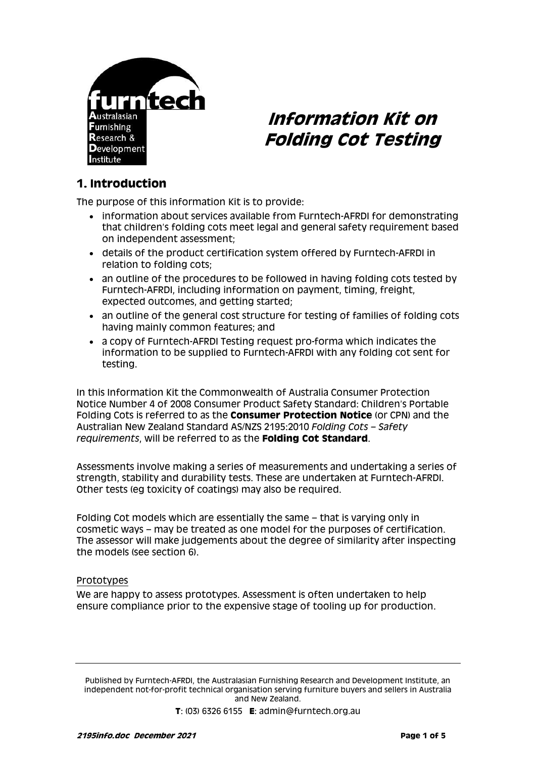furntech
Australasian
Furnishing
Research &
Development
Institute

# Information Kit on Folding Cot Testing

## 1. Introduction

The purpose of this information Kit is to provide:

- information about services available from Furntech-AFRDI for demonstrating that children's folding cots meet legal and general safety requirement based on independent assessment;
- details of the product certification system offered by Furntech-AFRDI in relation to folding cots;
- an outline of the procedures to be followed in having folding cots tested by Furntech-AFRDI, including information on payment, timing, freight, expected outcomes, and getting started;
- an outline of the general cost structure for testing of families of folding cots having mainly common features; and
- a copy of Furntech-AFRDI Testing request pro-forma which indicates the information to be supplied to Furntech-AFRDI with any folding cot sent for testing.

In this Information Kit the Commonwealth of Australia Consumer Protection Notice Number 4 of 2008 Consumer Product Safety Standard: Children's Portable Folding Cots is referred to as the **Consumer Protection Notice** (or CPN) and the Australian New Zealand Standard AS/NZS 2195:2010 *Folding Cots – Safety requirements*, will be referred to as the **Folding Cot Standard**.

Assessments involve making a series of measurements and undertaking a series of strength, stability and durability tests. These are undertaken at Furntech-AFRDI. Other tests (eg toxicity of coatings) may also be required.

Folding Cot models which are essentially the same – that is varying only in cosmetic ways – may be treated as one model for the purposes of certification. The assessor will make judgements about the degree of similarity after inspecting the models (see section 6).

Prototypes

We are happy to assess prototypes. Assessment is often undertaken to help ensure compliance prior to the expensive stage of tooling up for production.

Published by Furntech-AFRDI, the Australasian Furnishing Research and Development Institute, an independent not-for-profit technical organisation serving furniture buyers and sellers in Australia and New Zealand.

**T**: (03) 6326 6155 **E**: admin@furntech.org.au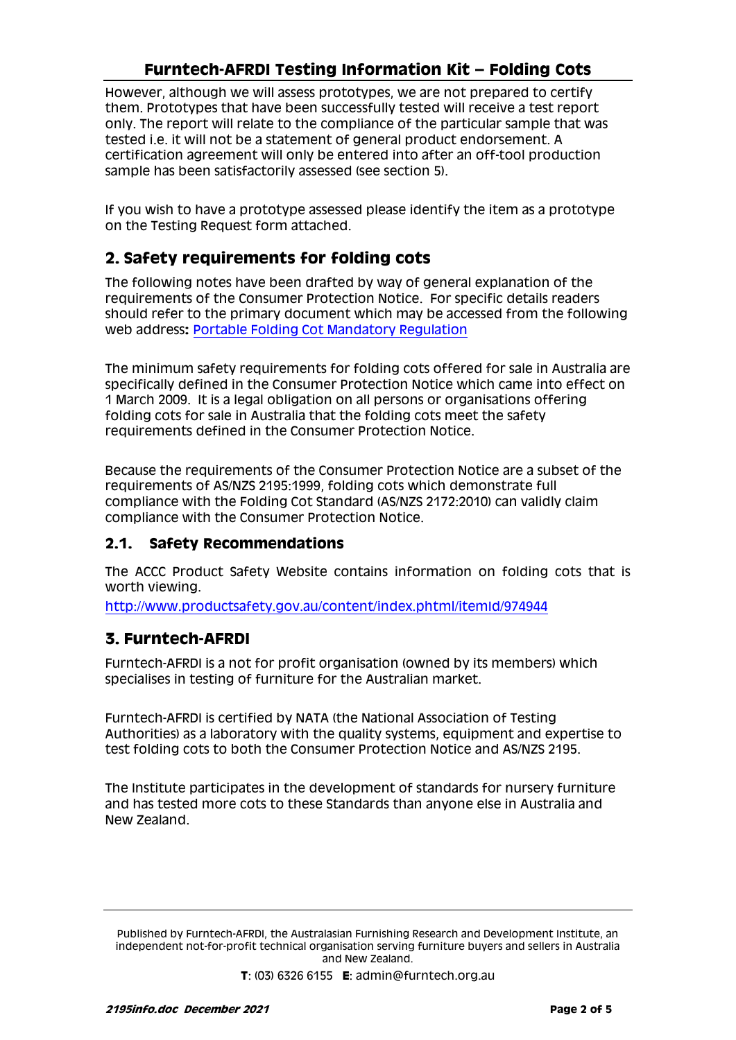However, although we will assess prototypes, we are not prepared to certify them. Prototypes that have been successfully tested will receive a test report only. The report will relate to the compliance of the particular sample that was tested i.e. it will not be a statement of general product endorsement. A certification agreement will only be entered into after an off-tool production sample has been satisfactorily assessed (see section 5).

If you wish to have a prototype assessed please identify the item as a prototype on the Testing Request form attached.

## 2. Safety requirements for folding cots

The following notes have been drafted by way of general explanation of the requirements of the Consumer Protection Notice. For specific details readers should refer to the primary document which may be accessed from the following web address**:** Portable Folding Cot Mandatory Regulation

The minimum safety requirements for folding cots offered for sale in Australia are specifically defined in the Consumer Protection Notice which came into effect on 1 March 2009. It is a legal obligation on all persons or organisations offering folding cots for sale in Australia that the folding cots meet the safety requirements defined in the Consumer Protection Notice.

Because the requirements of the Consumer Protection Notice are a subset of the requirements of AS/NZS 2195:1999, folding cots which demonstrate full compliance with the Folding Cot Standard (AS/NZS 2172:2010) can validly claim compliance with the Consumer Protection Notice.

### 2.1. Safety Recommendations

The ACCC Product Safety Website contains information on folding cots that is worth viewing.

http://www.productsafety.gov.au/content/index.phtml/itemId/974944

## 3. Furntech-AFRDI

Furntech-AFRDI is a not for profit organisation (owned by its members) which specialises in testing of furniture for the Australian market.

Furntech-AFRDI is certified by NATA (the National Association of Testing Authorities) as a laboratory with the quality systems, equipment and expertise to test folding cots to both the Consumer Protection Notice and AS/NZS 2195.

The Institute participates in the development of standards for nursery furniture and has tested more cots to these Standards than anyone else in Australia and New Zealand.

Published by Furntech-AFRDI, the Australasian Furnishing Research and Development Institute, an independent not-for-profit technical organisation serving furniture buyers and sellers in Australia and New Zealand.

**T**: (03) 6326 6155 **E**: admin@furntech.org.au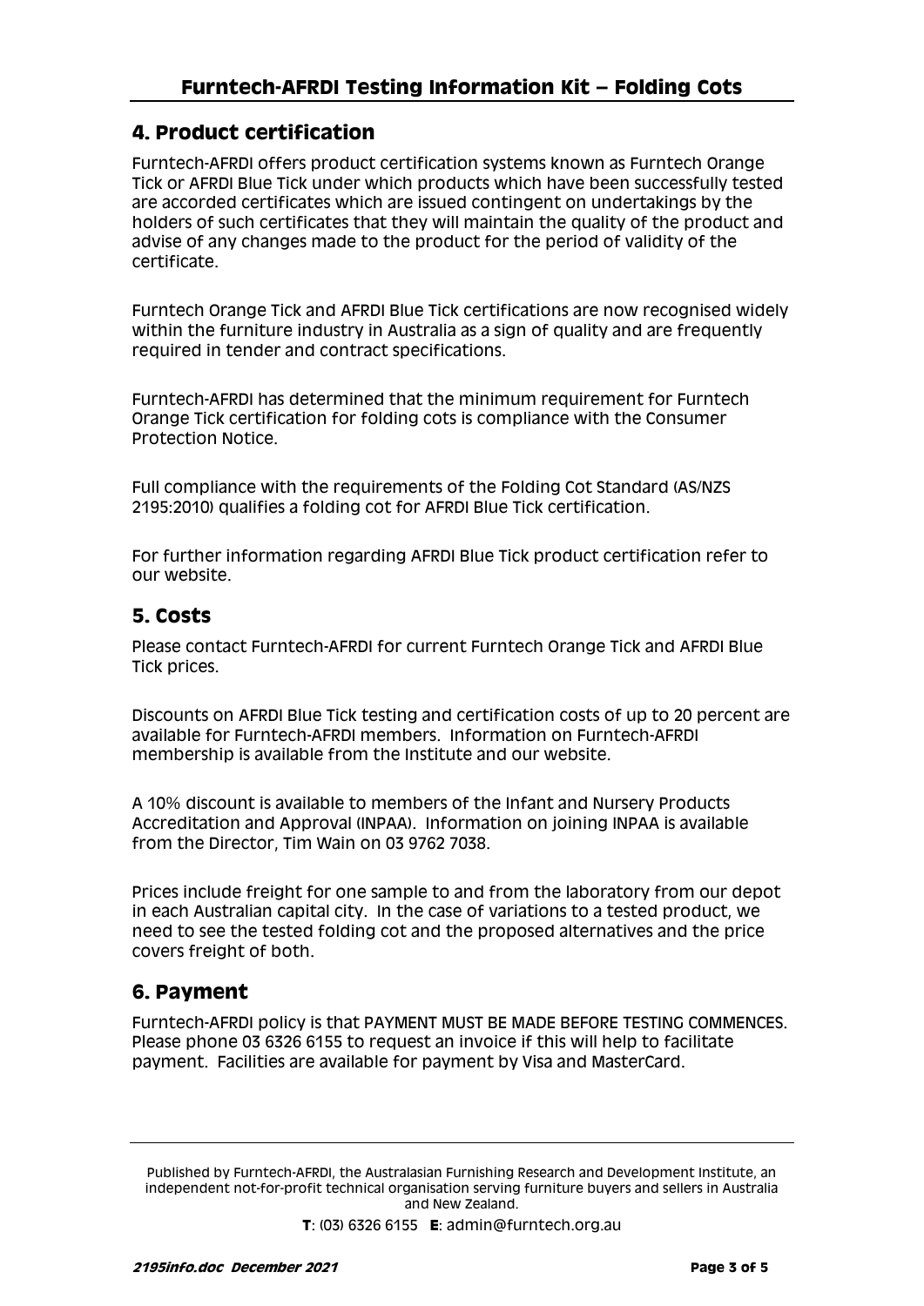## 4. Product certification

Furntech-AFRDI offers product certification systems known as Furntech Orange Tick or AFRDI Blue Tick under which products which have been successfully tested are accorded certificates which are issued contingent on undertakings by the holders of such certificates that they will maintain the quality of the product and advise of any changes made to the product for the period of validity of the certificate.

Furntech Orange Tick and AFRDI Blue Tick certifications are now recognised widely within the furniture industry in Australia as a sign of quality and are frequently required in tender and contract specifications.

Furntech-AFRDI has determined that the minimum requirement for Furntech Orange Tick certification for folding cots is compliance with the Consumer Protection Notice.

Full compliance with the requirements of the Folding Cot Standard (AS/NZS 2195:2010) qualifies a folding cot for AFRDI Blue Tick certification.

For further information regarding AFRDI Blue Tick product certification refer to our website.

## 5. Costs

Please contact Furntech-AFRDI for current Furntech Orange Tick and AFRDI Blue Tick prices.

Discounts on AFRDI Blue Tick testing and certification costs of up to 20 percent are available for Furntech-AFRDI members. Information on Furntech-AFRDI membership is available from the Institute and our website.

A 10% discount is available to members of the Infant and Nursery Products Accreditation and Approval (INPAA). Information on joining INPAA is available from the Director, Tim Wain on 03 9762 7038.

Prices include freight for one sample to and from the laboratory from our depot in each Australian capital city. In the case of variations to a tested product, we need to see the tested folding cot and the proposed alternatives and the price covers freight of both.

## 6. Payment

Furntech-AFRDI policy is that PAYMENT MUST BE MADE BEFORE TESTING COMMENCES. Please phone 03 6326 6155 to request an invoice if this will help to facilitate payment. Facilities are available for payment by Visa and MasterCard.

Published by Furntech-AFRDI, the Australasian Furnishing Research and Development Institute, an independent not-for-profit technical organisation serving furniture buyers and sellers in Australia and New Zealand.

**T**: (03) 6326 6155 **E**: admin@furntech.org.au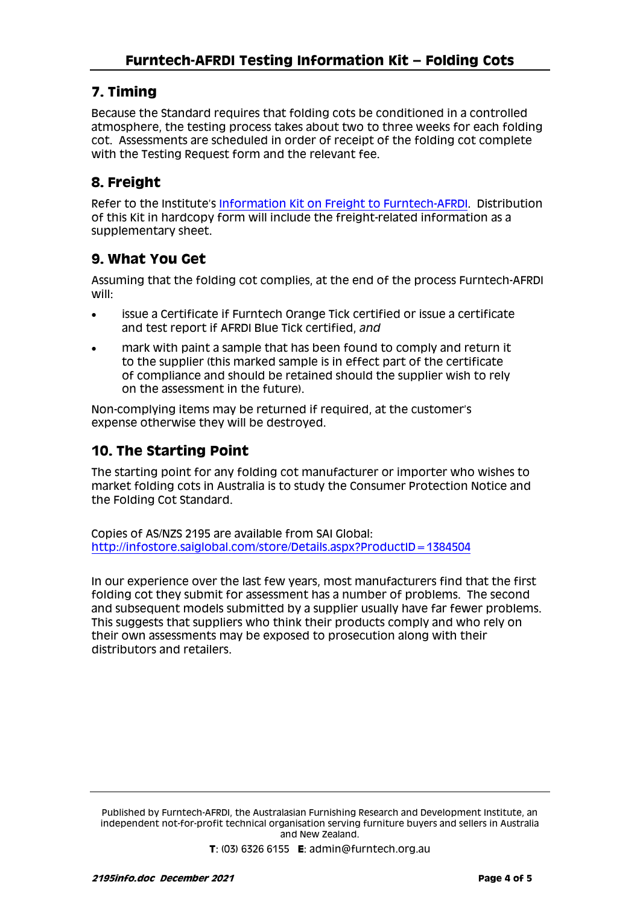## 7. Timing

Because the Standard requires that folding cots be conditioned in a controlled atmosphere, the testing process takes about two to three weeks for each folding cot. Assessments are scheduled in order of receipt of the folding cot complete with the Testing Request form and the relevant fee.

## 8. Freight

Refer to the Institute's Information Kit on Freight to Furntech-AFRDI. Distribution of this Kit in hardcopy form will include the freight-related information as a supplementary sheet.

## 9. What You Get

Assuming that the folding cot complies, at the end of the process Furntech-AFRDI will:

- issue a Certificate if Furntech Orange Tick certified or issue a certificate and test report if AFRDI Blue Tick certified, *and*
- mark with paint a sample that has been found to comply and return it to the supplier (this marked sample is in effect part of the certificate of compliance and should be retained should the supplier wish to rely on the assessment in the future).

Non-complying items may be returned if required, at the customer's expense otherwise they will be destroyed.

## 10. The Starting Point

The starting point for any folding cot manufacturer or importer who wishes to market folding cots in Australia is to study the Consumer Protection Notice and the Folding Cot Standard.

Copies of AS/NZS 2195 are available from SAI Global:
http://infostore.saiglobal.com/store/Details.aspx?ProductID=1384504

In our experience over the last few years, most manufacturers find that the first folding cot they submit for assessment has a number of problems. The second and subsequent models submitted by a supplier usually have far fewer problems. This suggests that suppliers who think their products comply and who rely on their own assessments may be exposed to prosecution along with their distributors and retailers.

Published by Furntech-AFRDI, the Australasian Furnishing Research and Development Institute, an independent not-for-profit technical organisation serving furniture buyers and sellers in Australia and New Zealand.

**T**: (03) 6326 6155 **E**: admin@furntech.org.au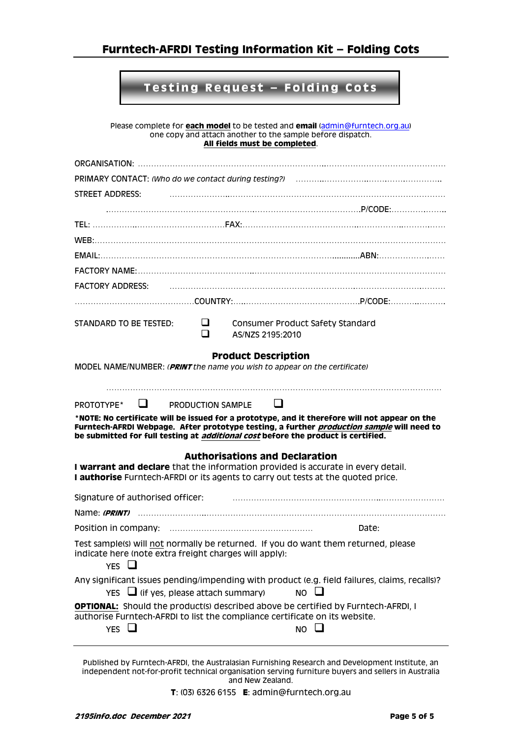# Testing Request – Folding Cots

Please complete for **each model** to be tested and **email** (admin@furntech.org.au) one copy and attach another to the sample before dispatch.
**All fields must be completed**.

ORGANISATION: ……………………………………………………………………………………………………………

PRIMARY CONTACT: *(Who do we contact during testing?)* ……………………………………………………

STREET ADDRESS: ……………………………………………………………………………………………………

……………………………………………………………………………………………P/CODE:…………………

TEL: ……………………………………………FAX:……………………………………………………………………

WEB:……………………………………………………………………………………………………………………

EMAIL:…………………………………………………………………………………………ABN:…………………

FACTORY NAME:………………………………………………………………………………………………………

FACTORY ADDRESS: …………………………………………………………………………………………………

………………………………………COUNTRY:………………………………………………P/CODE:…………………

STANDARD TO BE TESTED:
- ❑ Consumer Product Safety Standard
- ❑ AS/NZS 2195:2010

## Product Description

MODEL NAME/NUMBER: *(**PRINT** the name you wish to appear on the certificate)*

…………………………………………………………………………………………………………………………

PROTOTYPE* ❑ PRODUCTION SAMPLE ❑

**\*NOTE: No certificate will be issued for a prototype, and it therefore will not appear on the Furntech-AFRDI Webpage. After prototype testing, a further *production sample* will need to be submitted for full testing at *additional cost* before the product is certified.**

## Authorisations and Declaration

**I warrant and declare** that the information provided is accurate in every detail.
**I authorise** Furntech-AFRDI or its agents to carry out tests at the quoted price.

Signature of authorised officer: ……………………………………………………………………

Name: ***(PRINT)*** ……………………………………………………………………………………………

Position in company: ……………………………………………… Date:

Test sample(s) will not normally be returned. If you do want them returned, please indicate here (note extra freight charges will apply):

YES ❑

Any significant issues pending/impending with product (e.g. field failures, claims, recalls)?

YES ❑ (if yes, please attach summary) NO ❑

**OPTIONAL:** Should the product(s) described above be certified by Furntech-AFRDI, I authorise Furntech-AFRDI to list the compliance certificate on its website.

YES ❑ NO ❑

Published by Furntech-AFRDI, the Australasian Furnishing Research and Development Institute, an independent not-for-profit technical organisation serving furniture buyers and sellers in Australia and New Zealand.

**T**: (03) 6326 6155 **E**: admin@furntech.org.au